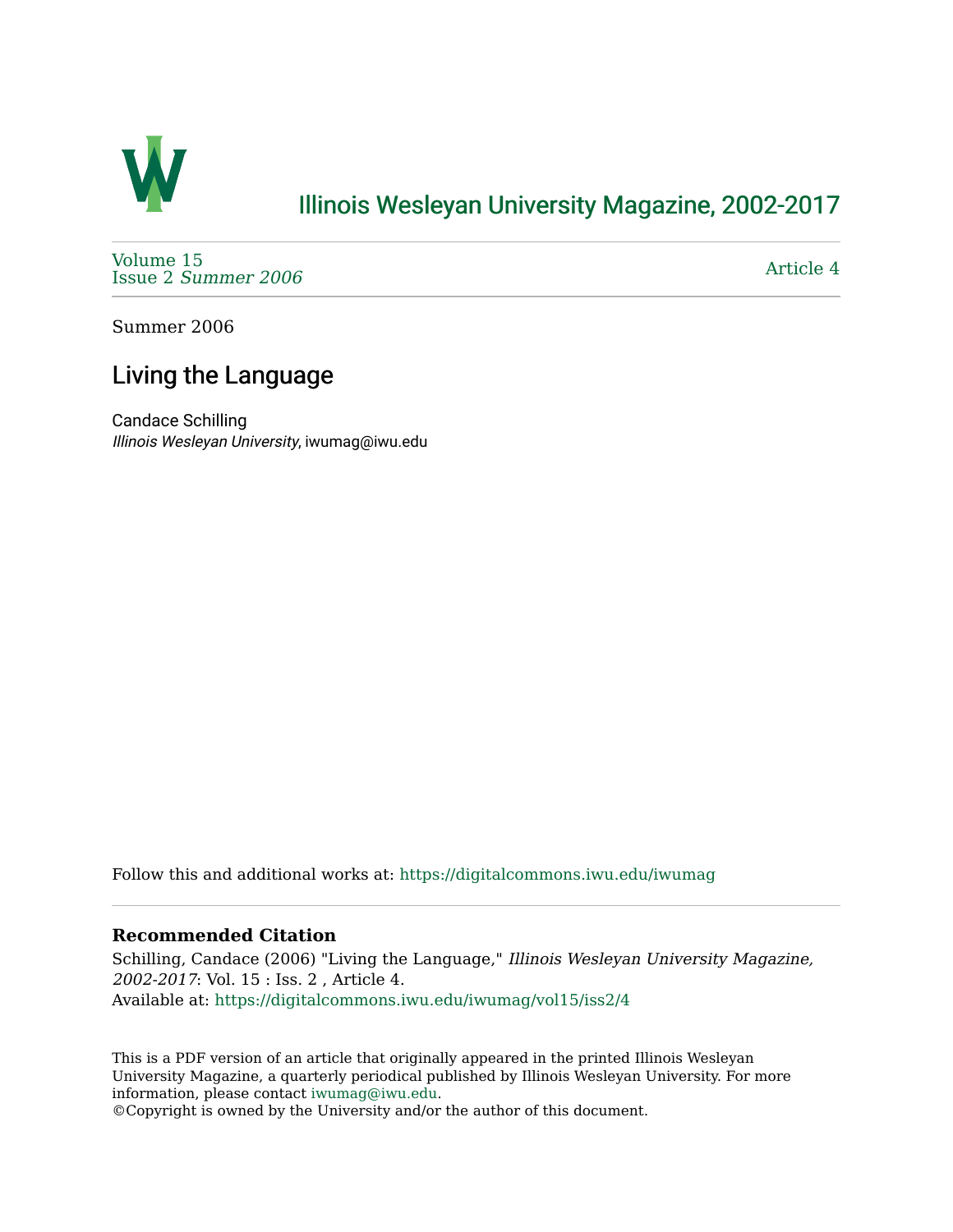# Illinois Wesleyan University Magazine, 2002-2017

Volume 15
Issue 2 *Summer 2006*

Article 4

Summer 2006

## Living the Language

Candace Schilling
*Illinois Wesleyan University*, iwumag@iwu.edu

Follow this and additional works at: https://digitalcommons.iwu.edu/iwumag

**Recommended Citation**

Schilling, Candace (2006) "Living the Language," *Illinois Wesleyan University Magazine, 2002-2017*: Vol. 15 : Iss. 2 , Article 4.
Available at: https://digitalcommons.iwu.edu/iwumag/vol15/iss2/4

This is a PDF version of an article that originally appeared in the printed Illinois Wesleyan University Magazine, a quarterly periodical published by Illinois Wesleyan University. For more information, please contact iwumag@iwu.edu.
©Copyright is owned by the University and/or the author of this document.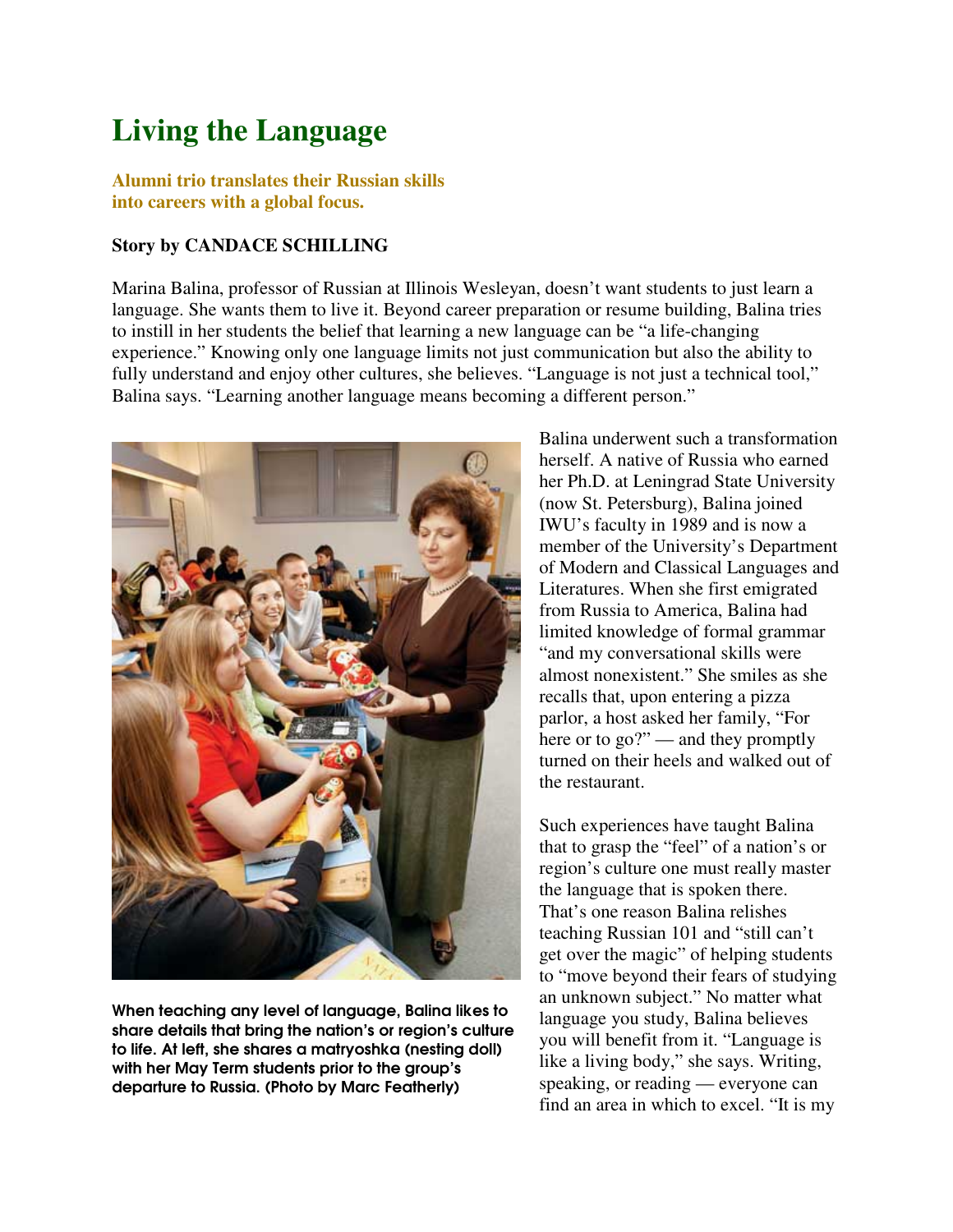# Living the Language

**Alumni trio translates their Russian skills into careers with a global focus.**

**Story by CANDACE SCHILLING**

Marina Balina, professor of Russian at Illinois Wesleyan, doesn't want students to just learn a language. She wants them to live it. Beyond career preparation or resume building, Balina tries to instill in her students the belief that learning a new language can be "a life-changing experience." Knowing only one language limits not just communication but also the ability to fully understand and enjoy other cultures, she believes. "Language is not just a technical tool," Balina says. "Learning another language means becoming a different person."

When teaching any level of language, Balina likes to share details that bring the nation's or region's culture to life. At left, she shares a matryoshka (nesting doll) with her May Term students prior to the group's departure to Russia. (Photo by Marc Featherly)

Balina underwent such a transformation herself. A native of Russia who earned her Ph.D. at Leningrad State University (now St. Petersburg), Balina joined IWU's faculty in 1989 and is now a member of the University's Department of Modern and Classical Languages and Literatures. When she first emigrated from Russia to America, Balina had limited knowledge of formal grammar "and my conversational skills were almost nonexistent." She smiles as she recalls that, upon entering a pizza parlor, a host asked her family, "For here or to go?" — and they promptly turned on their heels and walked out of the restaurant.

Such experiences have taught Balina that to grasp the "feel" of a nation's or region's culture one must really master the language that is spoken there. That's one reason Balina relishes teaching Russian 101 and "still can't get over the magic" of helping students to "move beyond their fears of studying an unknown subject." No matter what language you study, Balina believes you will benefit from it. "Language is like a living body," she says. Writing, speaking, or reading — everyone can find an area in which to excel. "It is my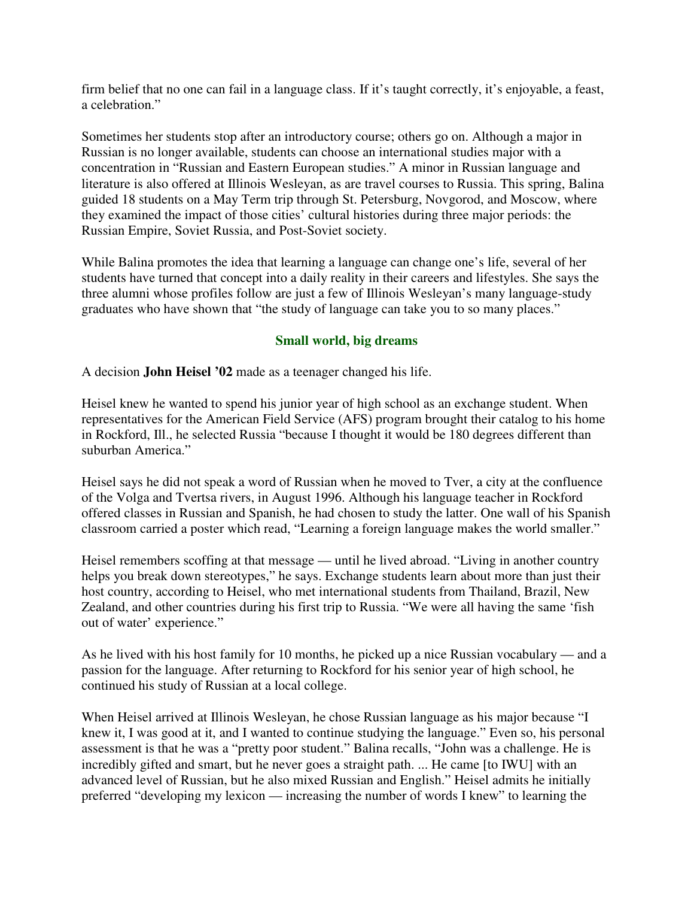firm belief that no one can fail in a language class. If it's taught correctly, it's enjoyable, a feast, a celebration."

Sometimes her students stop after an introductory course; others go on. Although a major in Russian is no longer available, students can choose an international studies major with a concentration in "Russian and Eastern European studies." A minor in Russian language and literature is also offered at Illinois Wesleyan, as are travel courses to Russia. This spring, Balina guided 18 students on a May Term trip through St. Petersburg, Novgorod, and Moscow, where they examined the impact of those cities' cultural histories during three major periods: the Russian Empire, Soviet Russia, and Post-Soviet society.

While Balina promotes the idea that learning a language can change one's life, several of her students have turned that concept into a daily reality in their careers and lifestyles. She says the three alumni whose profiles follow are just a few of Illinois Wesleyan's many language-study graduates who have shown that "the study of language can take you to so many places."

## Small world, big dreams

A decision **John Heisel '02** made as a teenager changed his life.

Heisel knew he wanted to spend his junior year of high school as an exchange student. When representatives for the American Field Service (AFS) program brought their catalog to his home in Rockford, Ill., he selected Russia "because I thought it would be 180 degrees different than suburban America."

Heisel says he did not speak a word of Russian when he moved to Tver, a city at the confluence of the Volga and Tvertsa rivers, in August 1996. Although his language teacher in Rockford offered classes in Russian and Spanish, he had chosen to study the latter. One wall of his Spanish classroom carried a poster which read, "Learning a foreign language makes the world smaller."

Heisel remembers scoffing at that message — until he lived abroad. "Living in another country helps you break down stereotypes," he says. Exchange students learn about more than just their host country, according to Heisel, who met international students from Thailand, Brazil, New Zealand, and other countries during his first trip to Russia. "We were all having the same 'fish out of water' experience."

As he lived with his host family for 10 months, he picked up a nice Russian vocabulary — and a passion for the language. After returning to Rockford for his senior year of high school, he continued his study of Russian at a local college.

When Heisel arrived at Illinois Wesleyan, he chose Russian language as his major because "I knew it, I was good at it, and I wanted to continue studying the language." Even so, his personal assessment is that he was a "pretty poor student." Balina recalls, "John was a challenge. He is incredibly gifted and smart, but he never goes a straight path. ... He came [to IWU] with an advanced level of Russian, but he also mixed Russian and English." Heisel admits he initially preferred "developing my lexicon — increasing the number of words I knew" to learning the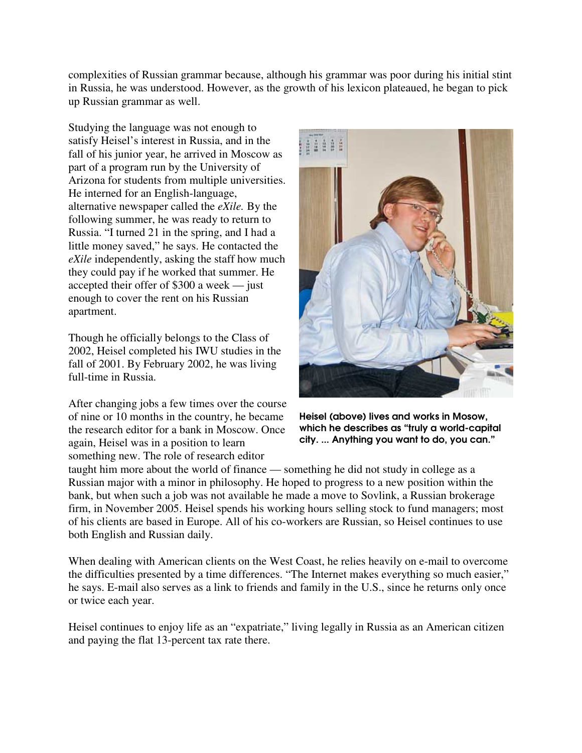complexities of Russian grammar because, although his grammar was poor during his initial stint in Russia, he was understood. However, as the growth of his lexicon plateaued, he began to pick up Russian grammar as well.

Studying the language was not enough to satisfy Heisel's interest in Russia, and in the fall of his junior year, he arrived in Moscow as part of a program run by the University of Arizona for students from multiple universities. He interned for an English-language, alternative newspaper called the *eXile.* By the following summer, he was ready to return to Russia. "I turned 21 in the spring, and I had a little money saved," he says. He contacted the *eXile* independently, asking the staff how much they could pay if he worked that summer. He accepted their offer of $300 a week — just enough to cover the rent on his Russian apartment.

Though he officially belongs to the Class of 2002, Heisel completed his IWU studies in the fall of 2001. By February 2002, he was living full-time in Russia.

After changing jobs a few times over the course of nine or 10 months in the country, he became the research editor for a bank in Moscow. Once again, Heisel was in a position to learn something new. The role of research editor taught him more about the world of finance — something he did not study in college as a Russian major with a minor in philosophy. He hoped to progress to a new position within the bank, but when such a job was not available he made a move to Sovlink, a Russian brokerage firm, in November 2005. Heisel spends his working hours selling stock to fund managers; most of his clients are based in Europe. All of his co-workers are Russian, so Heisel continues to use both English and Russian daily.

**Heisel (above) lives and works in Mosow, which he describes as "truly a world-capital city. ... Anything you want to do, you can."**

When dealing with American clients on the West Coast, he relies heavily on e-mail to overcome the difficulties presented by a time differences. "The Internet makes everything so much easier," he says. E-mail also serves as a link to friends and family in the U.S., since he returns only once or twice each year.

Heisel continues to enjoy life as an "expatriate," living legally in Russia as an American citizen and paying the flat 13-percent tax rate there.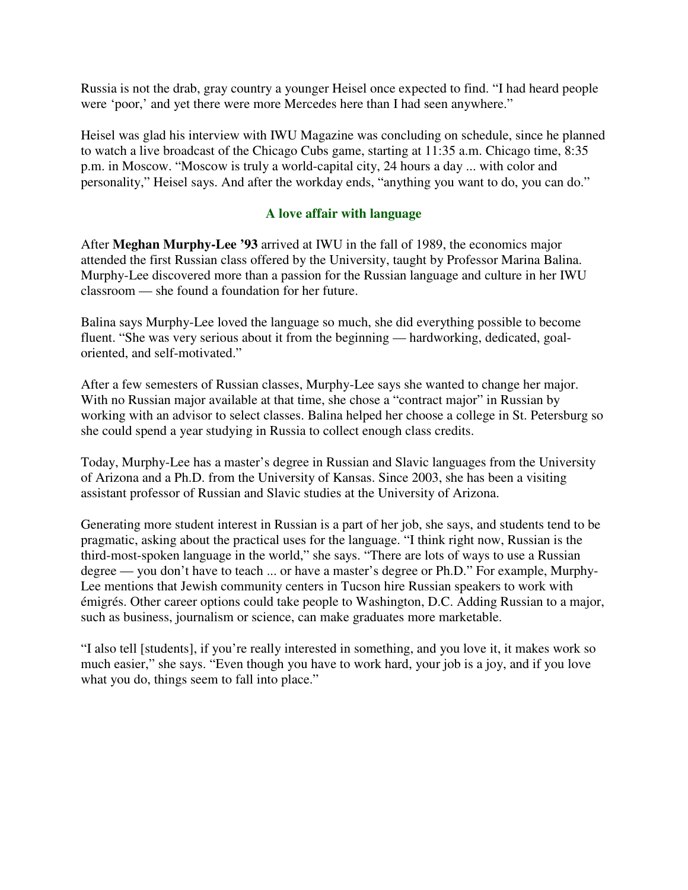Russia is not the drab, gray country a younger Heisel once expected to find. "I had heard people were 'poor,' and yet there were more Mercedes here than I had seen anywhere."

Heisel was glad his interview with IWU Magazine was concluding on schedule, since he planned to watch a live broadcast of the Chicago Cubs game, starting at 11:35 a.m. Chicago time, 8:35 p.m. in Moscow. "Moscow is truly a world-capital city, 24 hours a day ... with color and personality," Heisel says. And after the workday ends, "anything you want to do, you can do."

## A love affair with language

After **Meghan Murphy-Lee '93** arrived at IWU in the fall of 1989, the economics major attended the first Russian class offered by the University, taught by Professor Marina Balina. Murphy-Lee discovered more than a passion for the Russian language and culture in her IWU classroom — she found a foundation for her future.

Balina says Murphy-Lee loved the language so much, she did everything possible to become fluent. "She was very serious about it from the beginning — hardworking, dedicated, goal-oriented, and self-motivated."

After a few semesters of Russian classes, Murphy-Lee says she wanted to change her major. With no Russian major available at that time, she chose a "contract major" in Russian by working with an advisor to select classes. Balina helped her choose a college in St. Petersburg so she could spend a year studying in Russia to collect enough class credits.

Today, Murphy-Lee has a master's degree in Russian and Slavic languages from the University of Arizona and a Ph.D. from the University of Kansas. Since 2003, she has been a visiting assistant professor of Russian and Slavic studies at the University of Arizona.

Generating more student interest in Russian is a part of her job, she says, and students tend to be pragmatic, asking about the practical uses for the language. "I think right now, Russian is the third-most-spoken language in the world," she says. "There are lots of ways to use a Russian degree — you don't have to teach ... or have a master's degree or Ph.D." For example, Murphy-Lee mentions that Jewish community centers in Tucson hire Russian speakers to work with émigrés. Other career options could take people to Washington, D.C. Adding Russian to a major, such as business, journalism or science, can make graduates more marketable.

"I also tell [students], if you're really interested in something, and you love it, it makes work so much easier," she says. "Even though you have to work hard, your job is a joy, and if you love what you do, things seem to fall into place."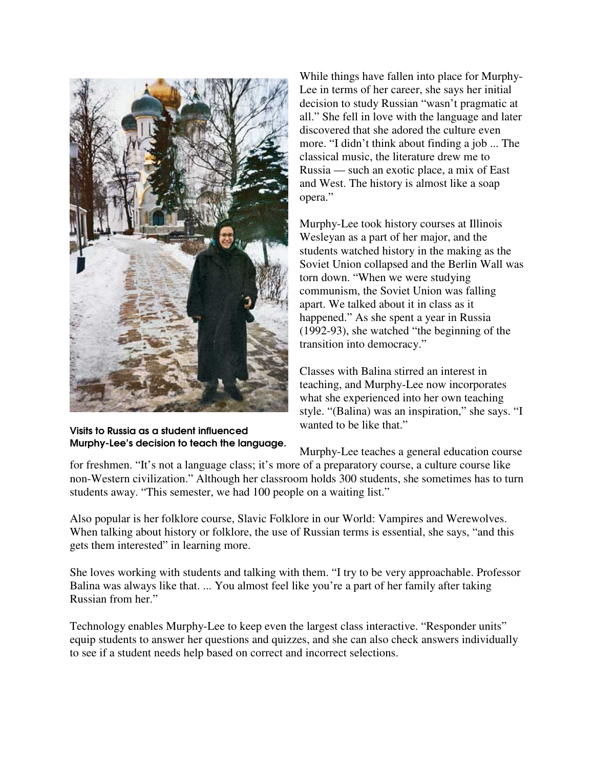Visits to Russia as a student influenced Murphy-Lee's decision to teach the language.

While things have fallen into place for Murphy-Lee in terms of her career, she says her initial decision to study Russian "wasn't pragmatic at all." She fell in love with the language and later discovered that she adored the culture even more. "I didn't think about finding a job ... The classical music, the literature drew me to Russia — such an exotic place, a mix of East and West. The history is almost like a soap opera."

Murphy-Lee took history courses at Illinois Wesleyan as a part of her major, and the students watched history in the making as the Soviet Union collapsed and the Berlin Wall was torn down. "When we were studying communism, the Soviet Union was falling apart. We talked about it in class as it happened." As she spent a year in Russia (1992-93), she watched "the beginning of the transition into democracy."

Classes with Balina stirred an interest in teaching, and Murphy-Lee now incorporates what she experienced into her own teaching style. "(Balina) was an inspiration," she says. "I wanted to be like that."

Murphy-Lee teaches a general education course for freshmen. "It's not a language class; it's more of a preparatory course, a culture course like non-Western civilization." Although her classroom holds 300 students, she sometimes has to turn students away. "This semester, we had 100 people on a waiting list."

Also popular is her folklore course, Slavic Folklore in our World: Vampires and Werewolves. When talking about history or folklore, the use of Russian terms is essential, she says, "and this gets them interested" in learning more.

She loves working with students and talking with them. "I try to be very approachable. Professor Balina was always like that. ... You almost feel like you're a part of her family after taking Russian from her."

Technology enables Murphy-Lee to keep even the largest class interactive. "Responder units" equip students to answer her questions and quizzes, and she can also check answers individually to see if a student needs help based on correct and incorrect selections.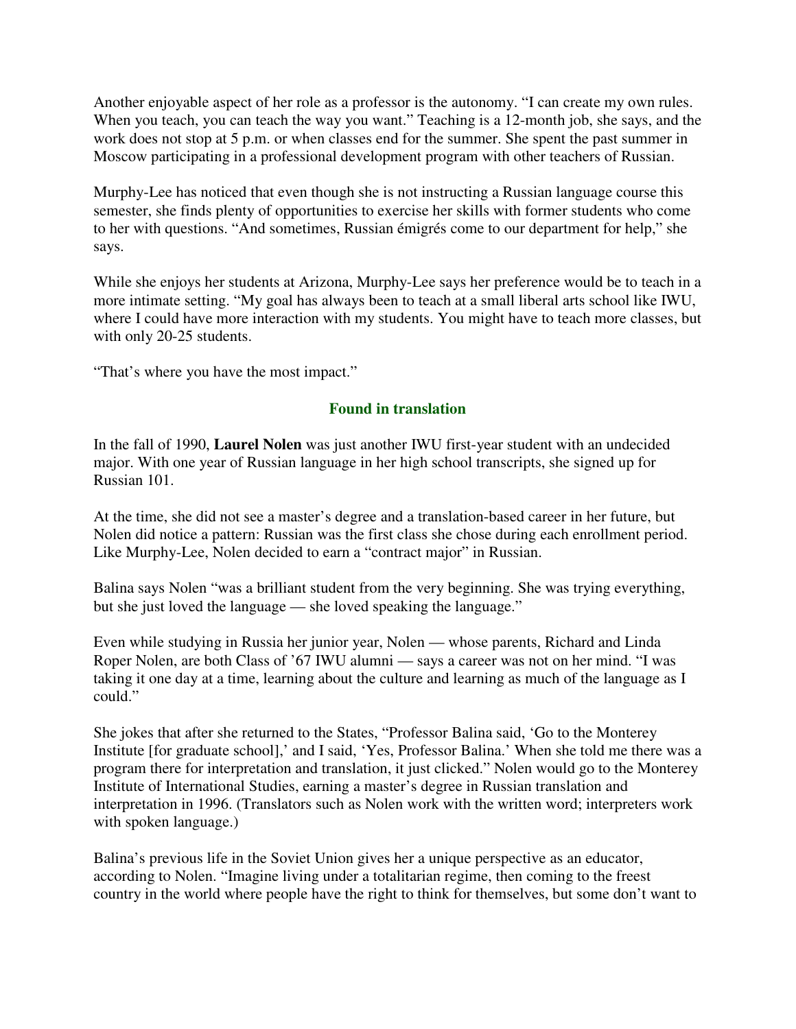Another enjoyable aspect of her role as a professor is the autonomy. "I can create my own rules. When you teach, you can teach the way you want." Teaching is a 12-month job, she says, and the work does not stop at 5 p.m. or when classes end for the summer. She spent the past summer in Moscow participating in a professional development program with other teachers of Russian.

Murphy-Lee has noticed that even though she is not instructing a Russian language course this semester, she finds plenty of opportunities to exercise her skills with former students who come to her with questions. "And sometimes, Russian émigrés come to our department for help," she says.

While she enjoys her students at Arizona, Murphy-Lee says her preference would be to teach in a more intimate setting. "My goal has always been to teach at a small liberal arts school like IWU, where I could have more interaction with my students. You might have to teach more classes, but with only 20-25 students.

"That's where you have the most impact."

## Found in translation

In the fall of 1990, **Laurel Nolen** was just another IWU first-year student with an undecided major. With one year of Russian language in her high school transcripts, she signed up for Russian 101.

At the time, she did not see a master's degree and a translation-based career in her future, but Nolen did notice a pattern: Russian was the first class she chose during each enrollment period. Like Murphy-Lee, Nolen decided to earn a "contract major" in Russian.

Balina says Nolen "was a brilliant student from the very beginning. She was trying everything, but she just loved the language — she loved speaking the language."

Even while studying in Russia her junior year, Nolen — whose parents, Richard and Linda Roper Nolen, are both Class of '67 IWU alumni — says a career was not on her mind. "I was taking it one day at a time, learning about the culture and learning as much of the language as I could."

She jokes that after she returned to the States, "Professor Balina said, 'Go to the Monterey Institute [for graduate school],' and I said, 'Yes, Professor Balina.' When she told me there was a program there for interpretation and translation, it just clicked." Nolen would go to the Monterey Institute of International Studies, earning a master's degree in Russian translation and interpretation in 1996. (Translators such as Nolen work with the written word; interpreters work with spoken language.)

Balina's previous life in the Soviet Union gives her a unique perspective as an educator, according to Nolen. "Imagine living under a totalitarian regime, then coming to the freest country in the world where people have the right to think for themselves, but some don't want to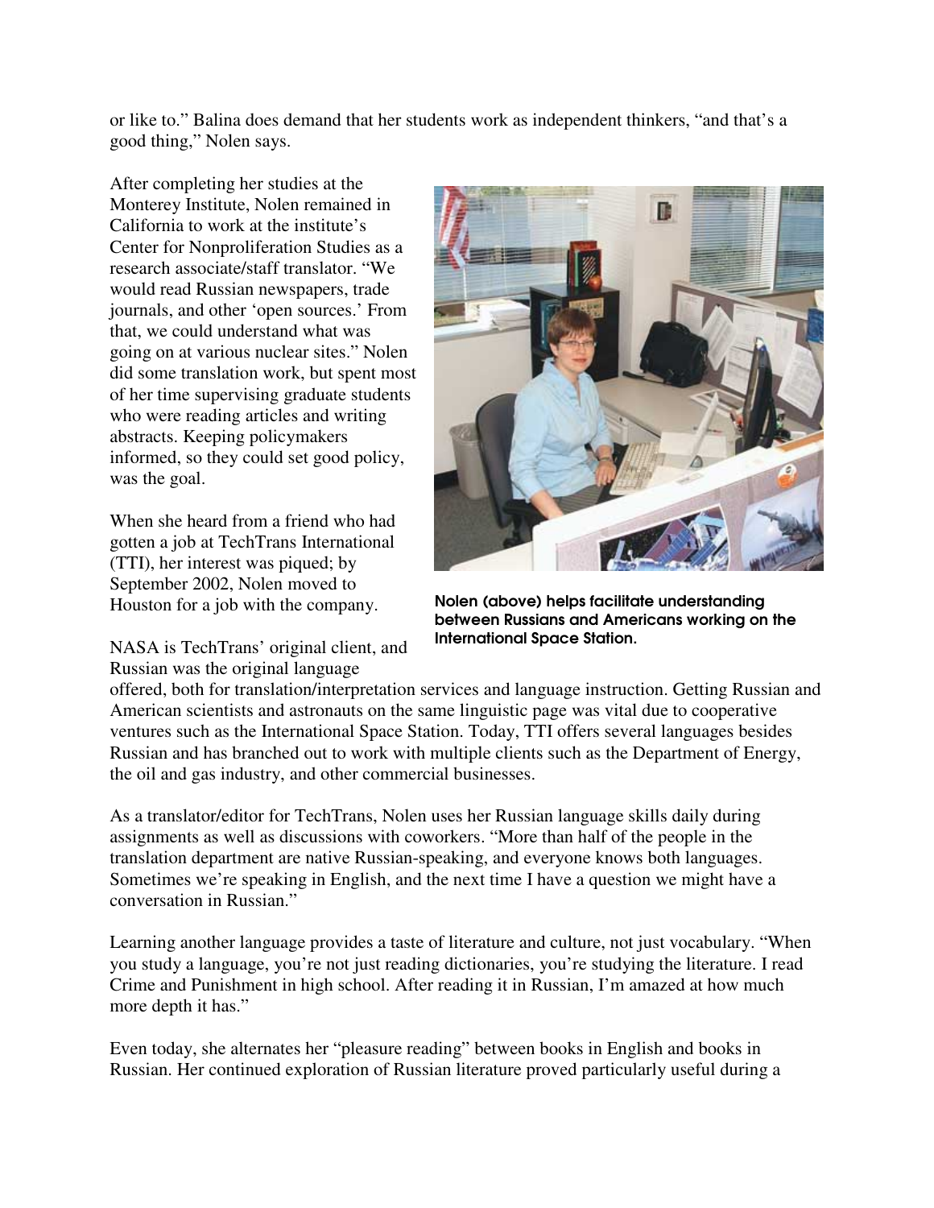or like to." Balina does demand that her students work as independent thinkers, "and that's a good thing," Nolen says.

After completing her studies at the Monterey Institute, Nolen remained in California to work at the institute's Center for Nonproliferation Studies as a research associate/staff translator. "We would read Russian newspapers, trade journals, and other 'open sources.' From that, we could understand what was going on at various nuclear sites." Nolen did some translation work, but spent most of her time supervising graduate students who were reading articles and writing abstracts. Keeping policymakers informed, so they could set good policy, was the goal.

When she heard from a friend who had gotten a job at TechTrans International (TTI), her interest was piqued; by September 2002, Nolen moved to Houston for a job with the company.

**Nolen (above) helps facilitate understanding between Russians and Americans working on the International Space Station.**

NASA is TechTrans' original client, and Russian was the original language offered, both for translation/interpretation services and language instruction. Getting Russian and American scientists and astronauts on the same linguistic page was vital due to cooperative ventures such as the International Space Station. Today, TTI offers several languages besides Russian and has branched out to work with multiple clients such as the Department of Energy, the oil and gas industry, and other commercial businesses.

As a translator/editor for TechTrans, Nolen uses her Russian language skills daily during assignments as well as discussions with coworkers. "More than half of the people in the translation department are native Russian-speaking, and everyone knows both languages. Sometimes we're speaking in English, and the next time I have a question we might have a conversation in Russian."

Learning another language provides a taste of literature and culture, not just vocabulary. "When you study a language, you're not just reading dictionaries, you're studying the literature. I read Crime and Punishment in high school. After reading it in Russian, I'm amazed at how much more depth it has."

Even today, she alternates her "pleasure reading" between books in English and books in Russian. Her continued exploration of Russian literature proved particularly useful during a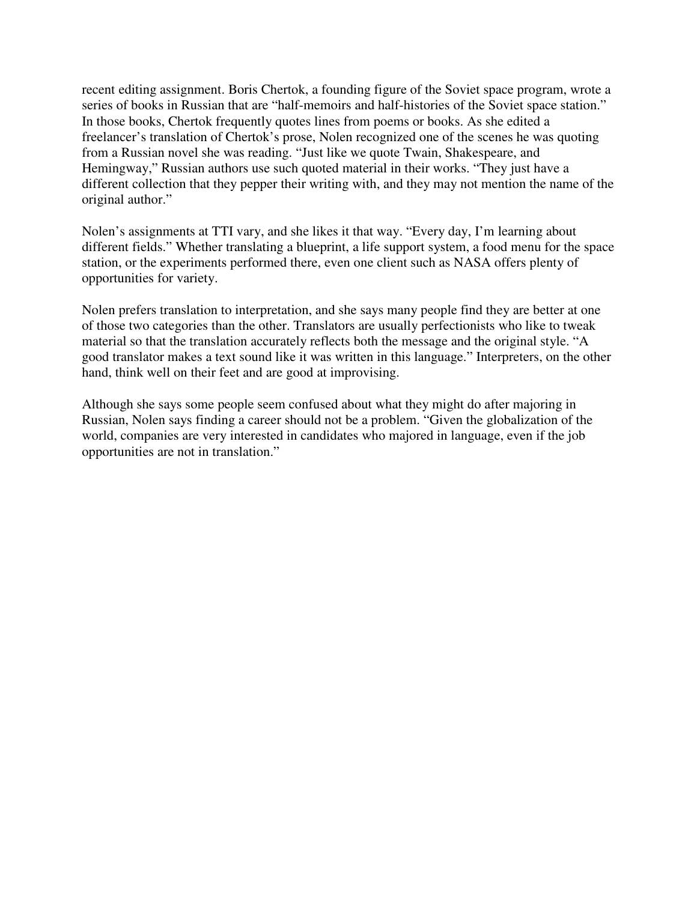recent editing assignment. Boris Chertok, a founding figure of the Soviet space program, wrote a series of books in Russian that are "half-memoirs and half-histories of the Soviet space station." In those books, Chertok frequently quotes lines from poems or books. As she edited a freelancer's translation of Chertok's prose, Nolen recognized one of the scenes he was quoting from a Russian novel she was reading. "Just like we quote Twain, Shakespeare, and Hemingway," Russian authors use such quoted material in their works. "They just have a different collection that they pepper their writing with, and they may not mention the name of the original author."

Nolen's assignments at TTI vary, and she likes it that way. "Every day, I'm learning about different fields." Whether translating a blueprint, a life support system, a food menu for the space station, or the experiments performed there, even one client such as NASA offers plenty of opportunities for variety.

Nolen prefers translation to interpretation, and she says many people find they are better at one of those two categories than the other. Translators are usually perfectionists who like to tweak material so that the translation accurately reflects both the message and the original style. "A good translator makes a text sound like it was written in this language." Interpreters, on the other hand, think well on their feet and are good at improvising.

Although she says some people seem confused about what they might do after majoring in Russian, Nolen says finding a career should not be a problem. "Given the globalization of the world, companies are very interested in candidates who majored in language, even if the job opportunities are not in translation."